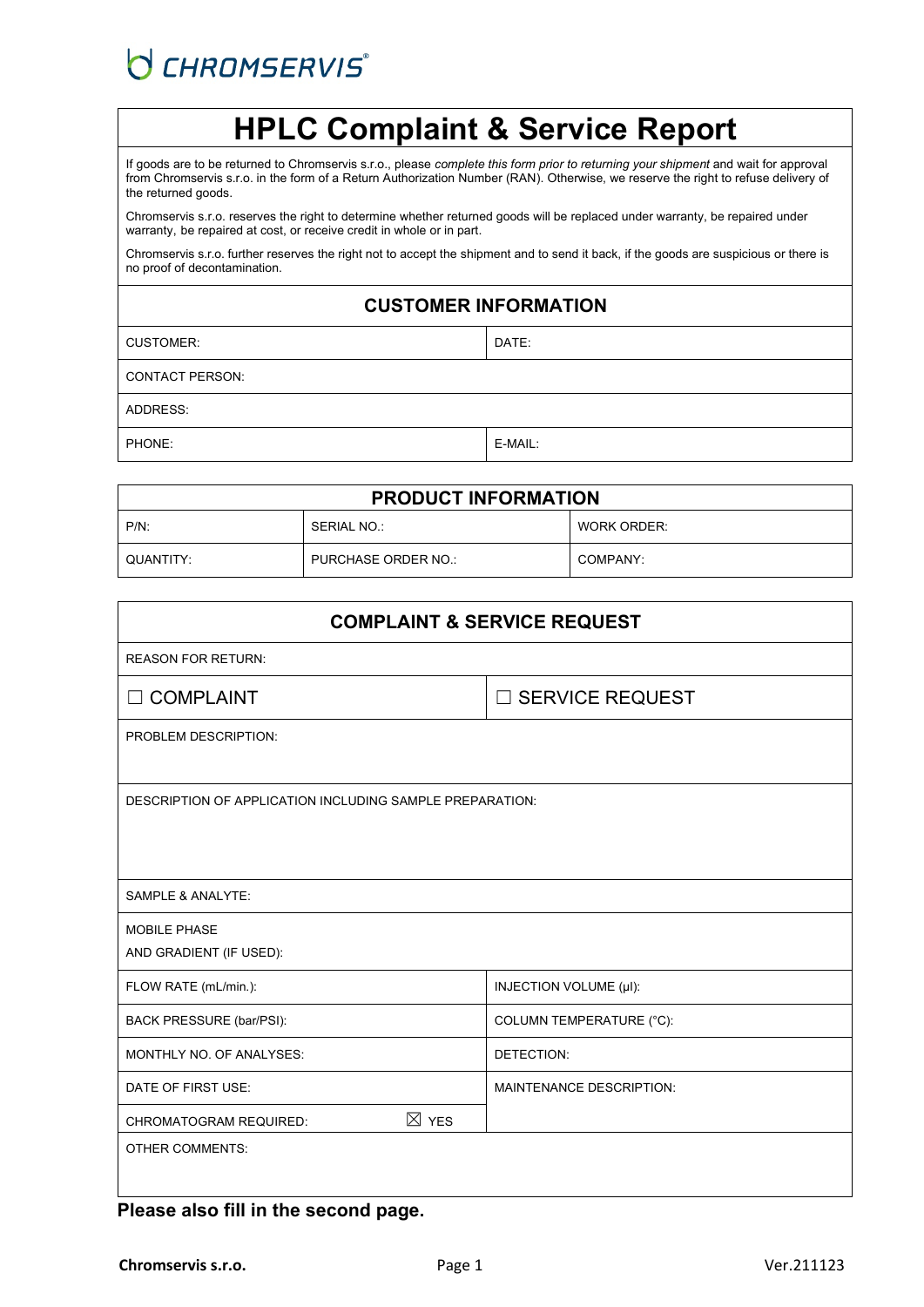CHROMSERVIS®

# HPLC Complaint & Service Report

If goods are to be returned to Chromservis s.r.o., please *complete this form prior to returning your shipment* and wait for approval from Chromservis s.r.o. in the form of a Return Authorization Number (RAN). Otherwise, we reserve the right to refuse delivery of the returned goods.

Chromservis s.r.o. reserves the right to determine whether returned goods will be replaced under warranty, be repaired under warranty, be repaired at cost, or receive credit in whole or in part.

Chromservis s.r.o. further reserves the right not to accept the shipment and to send it back, if the goods are suspicious or there is no proof of decontamination.

## CUSTOMER INFORMATION

| CUSTOMER: | DATE: |
|---|---|
| CONTACT PERSON: | |
| ADDRESS: | |
| PHONE: | E-MAIL: |

## PRODUCT INFORMATION

| P/N: | SERIAL NO.: | WORK ORDER: |
|---|---|---|
| QUANTITY: | PURCHASE ORDER NO.: | COMPANY: |

## COMPLAINT & SERVICE REQUEST

| REASON FOR RETURN: | |
|---|---|
| ☐ COMPLAINT | ☐ SERVICE REQUEST |
| PROBLEM DESCRIPTION: | |
| DESCRIPTION OF APPLICATION INCLUDING SAMPLE PREPARATION: | |
| SAMPLE & ANALYTE: | |
| MOBILE PHASE AND GRADIENT (IF USED): | |
| FLOW RATE (mL/min.): | INJECTION VOLUME (µl): |
| BACK PRESSURE (bar/PSI): | COLUMN TEMPERATURE (°C): |
| MONTHLY NO. OF ANALYSES: | DETECTION: |
| DATE OF FIRST USE: | MAINTENANCE DESCRIPTION: |
| CHROMATOGRAM REQUIRED: ☒ YES | |
| OTHER COMMENTS: | |

**Please also fill in the second page.**

**Chromservis s.r.o.** Ver.211123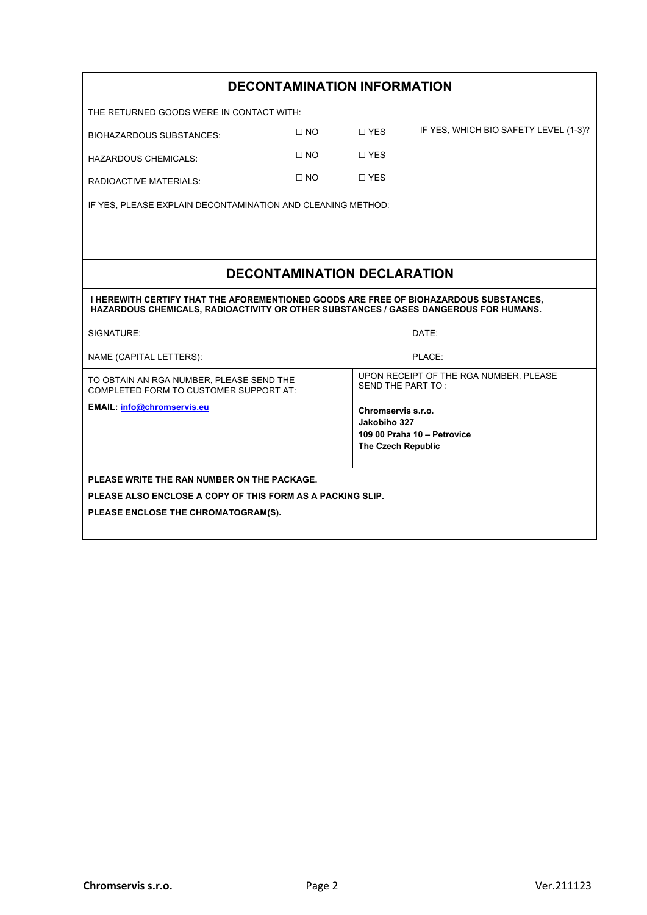## DECONTAMINATION INFORMATION

THE RETURNED GOODS WERE IN CONTACT WITH:

| | | | |
|---|---|---|---|
| BIOHAZARDOUS SUBSTANCES: | ☐ NO | ☐ YES | IF YES, WHICH BIO SAFETY LEVEL (1-3)? |
| HAZARDOUS CHEMICALS: | ☐ NO | ☐ YES | |
| RADIOACTIVE MATERIALS: | ☐ NO | ☐ YES | |

IF YES, PLEASE EXPLAIN DECONTAMINATION AND CLEANING METHOD:

## DECONTAMINATION DECLARATION

**I HEREWITH CERTIFY THAT THE AFOREMENTIONED GOODS ARE FREE OF BIOHAZARDOUS SUBSTANCES, HAZARDOUS CHEMICALS, RADIOACTIVITY OR OTHER SUBSTANCES / GASES DANGEROUS FOR HUMANS.**

| | |
|---|---|
| SIGNATURE: | DATE: |
| NAME (CAPITAL LETTERS): | PLACE: |

TO OBTAIN AN RGA NUMBER, PLEASE SEND THE COMPLETED FORM TO CUSTOMER SUPPORT AT:

**EMAIL: info@chromservis.eu**

UPON RECEIPT OF THE RGA NUMBER, PLEASE SEND THE PART TO :

**Chromservis s.r.o.**
**Jakobiho 327**
**109 00 Praha 10 – Petrovice**
**The Czech Republic**

**PLEASE WRITE THE RAN NUMBER ON THE PACKAGE.**

**PLEASE ALSO ENCLOSE A COPY OF THIS FORM AS A PACKING SLIP.**

**PLEASE ENCLOSE THE CHROMATOGRAM(S).**